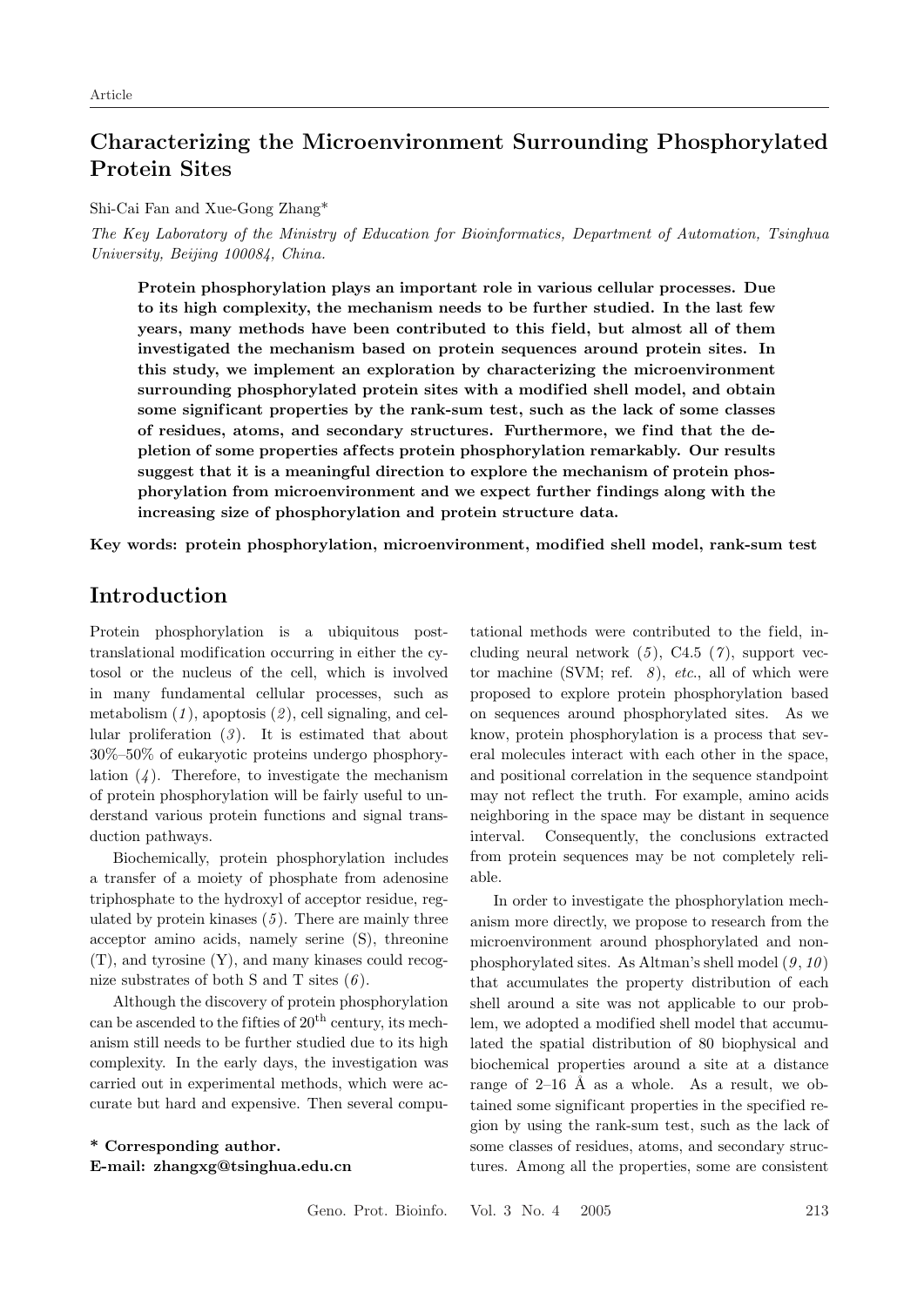Article

# Characterizing the Microenvironment Surrounding Phosphorylated Protein Sites

Shi-Cai Fan and Xue-Gong Zhang*

*The Key Laboratory of the Ministry of Education for Bioinformatics, Department of Automation, Tsinghua University, Beijing 100084, China.*

**Protein phosphorylation plays an important role in various cellular processes. Due to its high complexity, the mechanism needs to be further studied. In the last few years, many methods have been contributed to this field, but almost all of them investigated the mechanism based on protein sequences around protein sites. In this study, we implement an exploration by characterizing the microenvironment surrounding phosphorylated protein sites with a modified shell model, and obtain some significant properties by the rank-sum test, such as the lack of some classes of residues, atoms, and secondary structures. Furthermore, we find that the depletion of some properties affects protein phosphorylation remarkably. Our results suggest that it is a meaningful direction to explore the mechanism of protein phosphorylation from microenvironment and we expect further findings along with the increasing size of phosphorylation and protein structure data.**

**Key words: protein phosphorylation, microenvironment, modified shell model, rank-sum test**

## Introduction

Protein phosphorylation is a ubiquitous post-translational modification occurring in either the cytosol or the nucleus of the cell, which is involved in many fundamental cellular processes, such as metabolism (*1*), apoptosis (*2*), cell signaling, and cellular proliferation (*3*). It is estimated that about 30%–50% of eukaryotic proteins undergo phosphorylation (*4*). Therefore, to investigate the mechanism of protein phosphorylation will be fairly useful to understand various protein functions and signal transduction pathways.

Biochemically, protein phosphorylation includes a transfer of a moiety of phosphate from adenosine triphosphate to the hydroxyl of acceptor residue, regulated by protein kinases (*5*). There are mainly three acceptor amino acids, namely serine (S), threonine (T), and tyrosine (Y), and many kinases could recognize substrates of both S and T sites (*6*).

Although the discovery of protein phosphorylation can be ascended to the fifties of 20$^{th}$ century, its mechanism still needs to be further studied due to its high complexity. In the early days, the investigation was carried out in experimental methods, which were accurate but hard and expensive. Then several computational methods were contributed to the field, including neural network (*5*), C4.5 (*7*), support vector machine (SVM; ref. *8*), *etc.*, all of which were proposed to explore protein phosphorylation based on sequences around phosphorylated sites. As we know, protein phosphorylation is a process that several molecules interact with each other in the space, and positional correlation in the sequence standpoint may not reflect the truth. For example, amino acids neighboring in the space may be distant in sequence interval. Consequently, the conclusions extracted from protein sequences may be not completely reliable.

In order to investigate the phosphorylation mechanism more directly, we propose to research from the microenvironment around phosphorylated and non-phosphorylated sites. As Altman's shell model (*9*, *10*) that accumulates the property distribution of each shell around a site was not applicable to our problem, we adopted a modified shell model that accumulated the spatial distribution of 80 biophysical and biochemical properties around a site at a distance range of 2–16 Å as a whole. As a result, we obtained some significant properties in the specified region by using the rank-sum test, such as the lack of some classes of residues, atoms, and secondary structures. Among all the properties, some are consistent

**\* Corresponding author.**
**E-mail: zhangxg@tsinghua.edu.cn**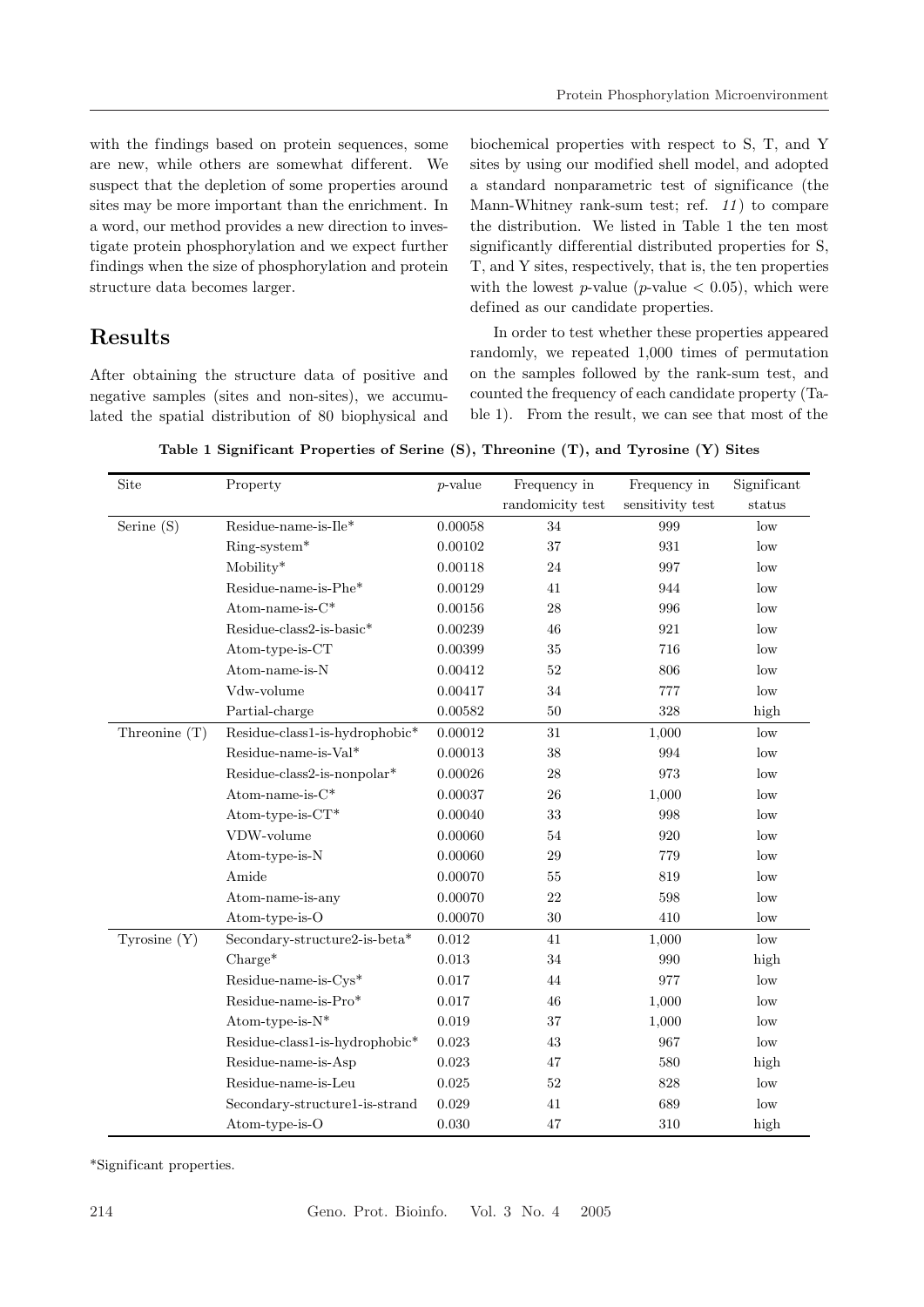with the findings based on protein sequences, some are new, while others are somewhat different. We suspect that the depletion of some properties around sites may be more important than the enrichment. In a word, our method provides a new direction to investigate protein phosphorylation and we expect further findings when the size of phosphorylation and protein structure data becomes larger.

## Results

After obtaining the structure data of positive and negative samples (sites and non-sites), we accumulated the spatial distribution of 80 biophysical and biochemical properties with respect to S, T, and Y sites by using our modified shell model, and adopted a standard nonparametric test of significance (the Mann-Whitney rank-sum test; ref. *11*) to compare the distribution. We listed in Table 1 the ten most significantly differential distributed properties for S, T, and Y sites, respectively, that is, the ten properties with the lowest *p*-value ($p$-value $< 0.05$), which were defined as our candidate properties.

In order to test whether these properties appeared randomly, we repeated 1,000 times of permutation on the samples followed by the rank-sum test, and counted the frequency of each candidate property (Table 1). From the result, we can see that most of the

**Table 1 Significant Properties of Serine (S), Threonine (T), and Tyrosine (Y) Sites**

| Site | Property | *p*-value | Frequency in randomicity test | Frequency in sensitivity test | Significant status |
|---|---|---|---|---|---|
| Serine (S) | Residue-name-is-Ile* | 0.00058 | 34 | 999 | low |
| | Ring-system* | 0.00102 | 37 | 931 | low |
| | Mobility* | 0.00118 | 24 | 997 | low |
| | Residue-name-is-Phe* | 0.00129 | 41 | 944 | low |
| | Atom-name-is-C* | 0.00156 | 28 | 996 | low |
| | Residue-class2-is-basic* | 0.00239 | 46 | 921 | low |
| | Atom-type-is-CT | 0.00399 | 35 | 716 | low |
| | Atom-name-is-N | 0.00412 | 52 | 806 | low |
| | Vdw-volume | 0.00417 | 34 | 777 | low |
| | Partial-charge | 0.00582 | 50 | 328 | high |
| Threonine (T) | Residue-class1-is-hydrophobic* | 0.00012 | 31 | 1,000 | low |
| | Residue-name-is-Val* | 0.00013 | 38 | 994 | low |
| | Residue-class2-is-nonpolar* | 0.00026 | 28 | 973 | low |
| | Atom-name-is-C* | 0.00037 | 26 | 1,000 | low |
| | Atom-type-is-CT* | 0.00040 | 33 | 998 | low |
| | VDW-volume | 0.00060 | 54 | 920 | low |
| | Atom-type-is-N | 0.00060 | 29 | 779 | low |
| | Amide | 0.00070 | 55 | 819 | low |
| | Atom-name-is-any | 0.00070 | 22 | 598 | low |
| | Atom-type-is-O | 0.00070 | 30 | 410 | low |
| Tyrosine (Y) | Secondary-structure2-is-beta* | 0.012 | 41 | 1,000 | low |
| | Charge* | 0.013 | 34 | 990 | high |
| | Residue-name-is-Cys* | 0.017 | 44 | 977 | low |
| | Residue-name-is-Pro* | 0.017 | 46 | 1,000 | low |
| | Atom-type-is-N* | 0.019 | 37 | 1,000 | low |
| | Residue-class1-is-hydrophobic* | 0.023 | 43 | 967 | low |
| | Residue-name-is-Asp | 0.023 | 47 | 580 | high |
| | Residue-name-is-Leu | 0.025 | 52 | 828 | low |
| | Secondary-structure1-is-strand | 0.029 | 41 | 689 | low |
| | Atom-type-is-O | 0.030 | 47 | 310 | high |

*Significant properties.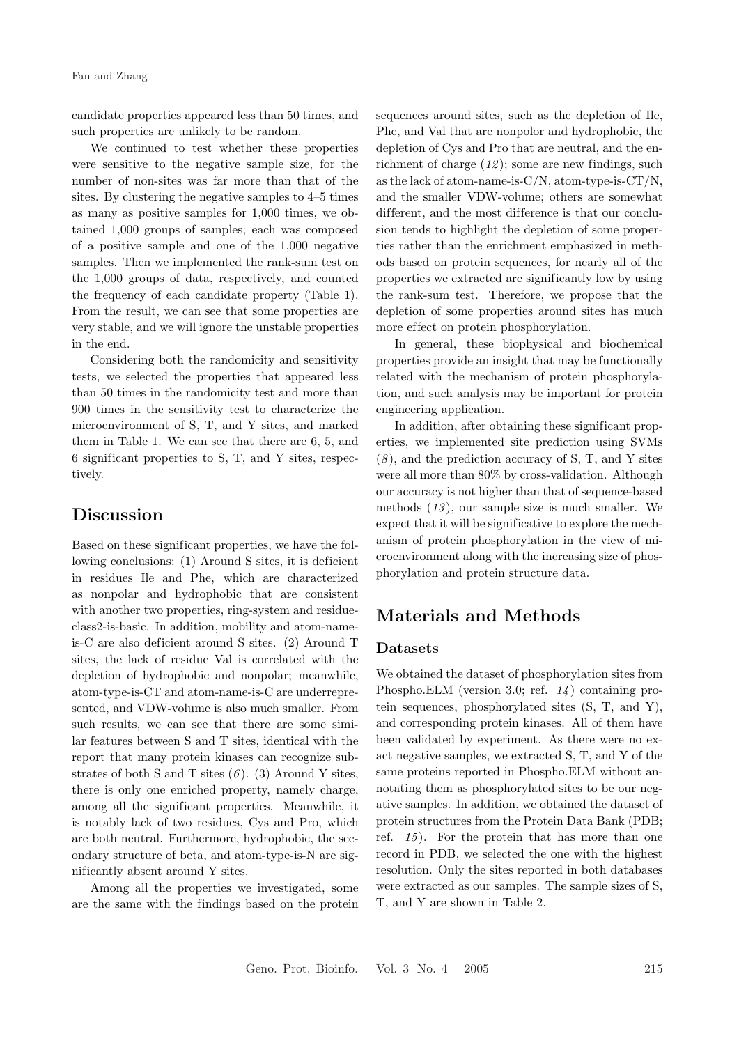candidate properties appeared less than 50 times, and such properties are unlikely to be random.

We continued to test whether these properties were sensitive to the negative sample size, for the number of non-sites was far more than that of the sites. By clustering the negative samples to 4–5 times as many as positive samples for 1,000 times, we obtained 1,000 groups of samples; each was composed of a positive sample and one of the 1,000 negative samples. Then we implemented the rank-sum test on the 1,000 groups of data, respectively, and counted the frequency of each candidate property (Table 1). From the result, we can see that some properties are very stable, and we will ignore the unstable properties in the end.

Considering both the randomicity and sensitivity tests, we selected the properties that appeared less than 50 times in the randomicity test and more than 900 times in the sensitivity test to characterize the microenvironment of S, T, and Y sites, and marked them in Table 1. We can see that there are 6, 5, and 6 significant properties to S, T, and Y sites, respectively.

## Discussion

Based on these significant properties, we have the following conclusions: (1) Around S sites, it is deficient in residues Ile and Phe, which are characterized as nonpolar and hydrophobic that are consistent with another two properties, ring-system and residue-class2-is-basic. In addition, mobility and atom-name-is-C are also deficient around S sites. (2) Around T sites, the lack of residue Val is correlated with the depletion of hydrophobic and nonpolar; meanwhile, atom-type-is-CT and atom-name-is-C are underrepresented, and VDW-volume is also much smaller. From such results, we can see that there are some similar features between S and T sites, identical with the report that many protein kinases can recognize substrates of both S and T sites (*6*). (3) Around Y sites, there is only one enriched property, namely charge, among all the significant properties. Meanwhile, it is notably lack of two residues, Cys and Pro, which are both neutral. Furthermore, hydrophobic, the secondary structure of beta, and atom-type-is-N are significantly absent around Y sites.

Among all the properties we investigated, some are the same with the findings based on the protein sequences around sites, such as the depletion of Ile, Phe, and Val that are nonpolor and hydrophobic, the depletion of Cys and Pro that are neutral, and the enrichment of charge (*12*); some are new findings, such as the lack of atom-name-is-C/N, atom-type-is-CT/N, and the smaller VDW-volume; others are somewhat different, and the most difference is that our conclusion tends to highlight the depletion of some properties rather than the enrichment emphasized in methods based on protein sequences, for nearly all of the properties we extracted are significantly low by using the rank-sum test. Therefore, we propose that the depletion of some properties around sites has much more effect on protein phosphorylation.

In general, these biophysical and biochemical properties provide an insight that may be functionally related with the mechanism of protein phosphorylation, and such analysis may be important for protein engineering application.

In addition, after obtaining these significant properties, we implemented site prediction using SVMs (*8*), and the prediction accuracy of S, T, and Y sites were all more than 80% by cross-validation. Although our accuracy is not higher than that of sequence-based methods (*13*), our sample size is much smaller. We expect that it will be significative to explore the mechanism of protein phosphorylation in the view of microenvironment along with the increasing size of phosphorylation and protein structure data.

## Materials and Methods

### Datasets

We obtained the dataset of phosphorylation sites from Phospho.ELM (version 3.0; ref. *14*) containing protein sequences, phosphorylated sites (S, T, and Y), and corresponding protein kinases. All of them have been validated by experiment. As there were no exact negative samples, we extracted S, T, and Y of the same proteins reported in Phospho.ELM without annotating them as phosphorylated sites to be our negative samples. In addition, we obtained the dataset of protein structures from the Protein Data Bank (PDB; ref. *15*). For the protein that has more than one record in PDB, we selected the one with the highest resolution. Only the sites reported in both databases were extracted as our samples. The sample sizes of S, T, and Y are shown in Table 2.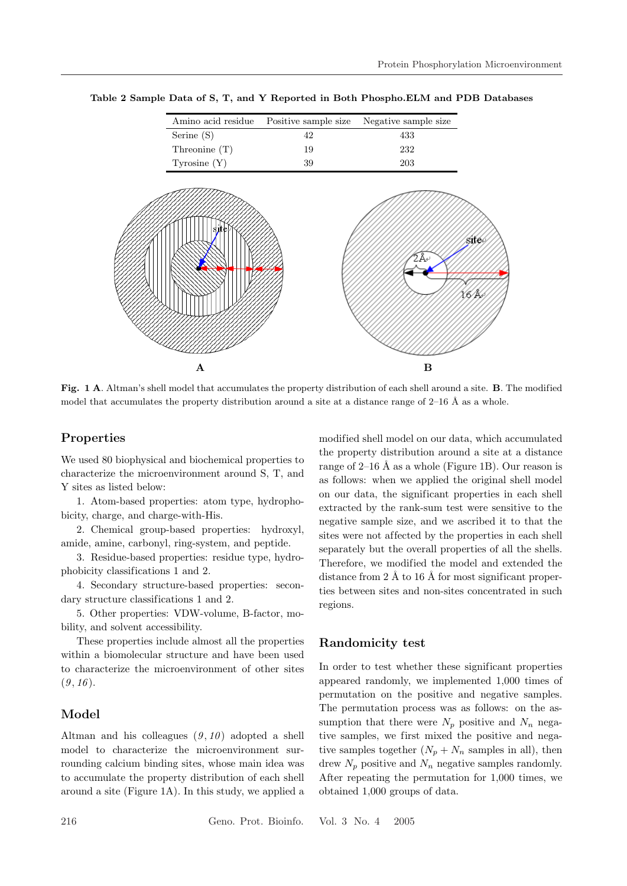**Table 2 Sample Data of S, T, and Y Reported in Both Phospho.ELM and PDB Databases**

| Amino acid residue | Positive sample size | Negative sample size |
|---|---|---|
| Serine (S) | 42 | 433 |
| Threonine (T) | 19 | 232 |
| Tyrosine (Y) | 39 | 203 |

**Fig. 1 A**. Altman's shell model that accumulates the property distribution of each shell around a site. **B**. The modified model that accumulates the property distribution around a site at a distance range of 2–16 Å as a whole.

## Properties

We used 80 biophysical and biochemical properties to characterize the microenvironment around S, T, and Y sites as listed below:

1. Atom-based properties: atom type, hydrophobicity, charge, and charge-with-His.

2. Chemical group-based properties: hydroxyl, amide, amine, carbonyl, ring-system, and peptide.

3. Residue-based properties: residue type, hydrophobicity classifications 1 and 2.

4. Secondary structure-based properties: secondary structure classifications 1 and 2.

5. Other properties: VDW-volume, B-factor, mobility, and solvent accessibility.

These properties include almost all the properties within a biomolecular structure and have been used to characterize the microenvironment of other sites (*9*, *16*).

## Model

Altman and his colleagues (*9*, *10*) adopted a shell model to characterize the microenvironment surrounding calcium binding sites, whose main idea was to accumulate the property distribution of each shell around a site (Figure 1A). In this study, we applied a modified shell model on our data, which accumulated the property distribution around a site at a distance range of 2–16 Å as a whole (Figure 1B). Our reason is as follows: when we applied the original shell model on our data, the significant properties in each shell extracted by the rank-sum test were sensitive to the negative sample size, and we ascribed it to that the sites were not affected by the properties in each shell separately but the overall properties of all the shells. Therefore, we modified the model and extended the distance from 2 Å to 16 Å for most significant properties between sites and non-sites concentrated in such regions.

## Randomicity test

In order to test whether these significant properties appeared randomly, we implemented 1,000 times of permutation on the positive and negative samples. The permutation process was as follows: on the assumption that there were $N_p$ positive and $N_n$ negative samples, we first mixed the positive and negative samples together ($N_p + N_n$ samples in all), then drew $N_p$ positive and $N_n$ negative samples randomly. After repeating the permutation for 1,000 times, we obtained 1,000 groups of data.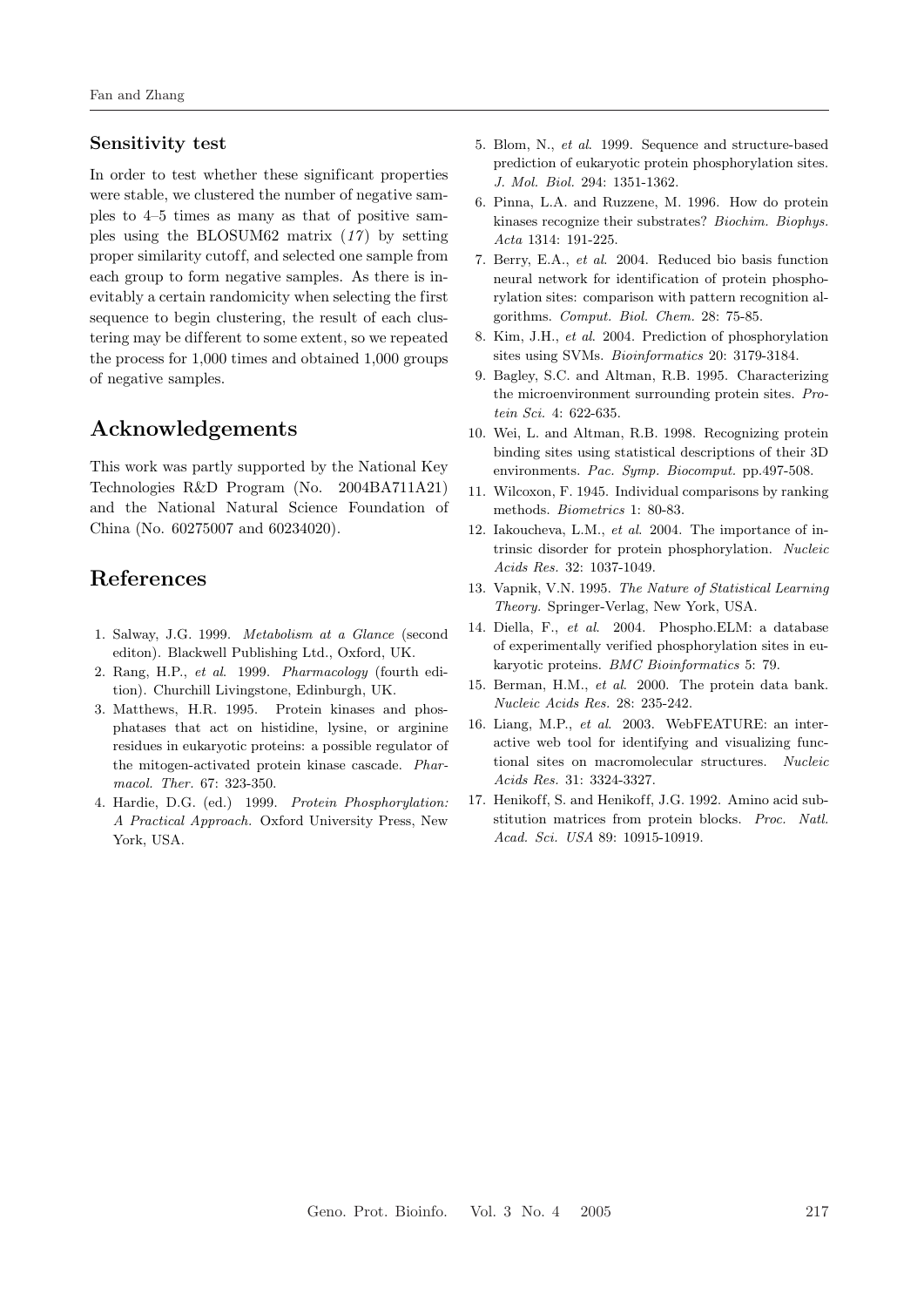### Sensitivity test

In order to test whether these significant properties were stable, we clustered the number of negative samples to 4–5 times as many as that of positive samples using the BLOSUM62 matrix (*17*) by setting proper similarity cutoff, and selected one sample from each group to form negative samples. As there is inevitably a certain randomicity when selecting the first sequence to begin clustering, the result of each clustering may be different to some extent, so we repeated the process for 1,000 times and obtained 1,000 groups of negative samples.

## Acknowledgements

This work was partly supported by the National Key Technologies R&D Program (No. 2004BA711A21) and the National Natural Science Foundation of China (No. 60275007 and 60234020).

## References

1. Salway, J.G. 1999. *Metabolism at a Glance* (second editon). Blackwell Publishing Ltd., Oxford, UK.
2. Rang, H.P., *et al*. 1999. *Pharmacology* (fourth edition). Churchill Livingstone, Edinburgh, UK.
3. Matthews, H.R. 1995. Protein kinases and phosphatases that act on histidine, lysine, or arginine residues in eukaryotic proteins: a possible regulator of the mitogen-activated protein kinase cascade. *Pharmacol. Ther.* 67: 323-350.
4. Hardie, D.G. (ed.) 1999. *Protein Phosphorylation: A Practical Approach.* Oxford University Press, New York, USA.
5. Blom, N., *et al*. 1999. Sequence and structure-based prediction of eukaryotic protein phosphorylation sites. *J. Mol. Biol.* 294: 1351-1362.
6. Pinna, L.A. and Ruzzene, M. 1996. How do protein kinases recognize their substrates? *Biochim. Biophys. Acta* 1314: 191-225.
7. Berry, E.A., *et al*. 2004. Reduced bio basis function neural network for identification of protein phosphorylation sites: comparison with pattern recognition algorithms. *Comput. Biol. Chem.* 28: 75-85.
8. Kim, J.H., *et al*. 2004. Prediction of phosphorylation sites using SVMs. *Bioinformatics* 20: 3179-3184.
9. Bagley, S.C. and Altman, R.B. 1995. Characterizing the microenvironment surrounding protein sites. *Protein Sci.* 4: 622-635.
10. Wei, L. and Altman, R.B. 1998. Recognizing protein binding sites using statistical descriptions of their 3D environments. *Pac. Symp. Biocomput.* pp.497-508.
11. Wilcoxon, F. 1945. Individual comparisons by ranking methods. *Biometrics* 1: 80-83.
12. Iakoucheva, L.M., *et al*. 2004. The importance of intrinsic disorder for protein phosphorylation. *Nucleic Acids Res.* 32: 1037-1049.
13. Vapnik, V.N. 1995. *The Nature of Statistical Learning Theory.* Springer-Verlag, New York, USA.
14. Diella, F., *et al*. 2004. Phospho.ELM: a database of experimentally verified phosphorylation sites in eukaryotic proteins. *BMC Bioinformatics* 5: 79.
15. Berman, H.M., *et al*. 2000. The protein data bank. *Nucleic Acids Res.* 28: 235-242.
16. Liang, M.P., *et al*. 2003. WebFEATURE: an interactive web tool for identifying and visualizing functional sites on macromolecular structures. *Nucleic Acids Res.* 31: 3324-3327.
17. Henikoff, S. and Henikoff, J.G. 1992. Amino acid substitution matrices from protein blocks. *Proc. Natl. Acad. Sci. USA* 89: 10915-10919.